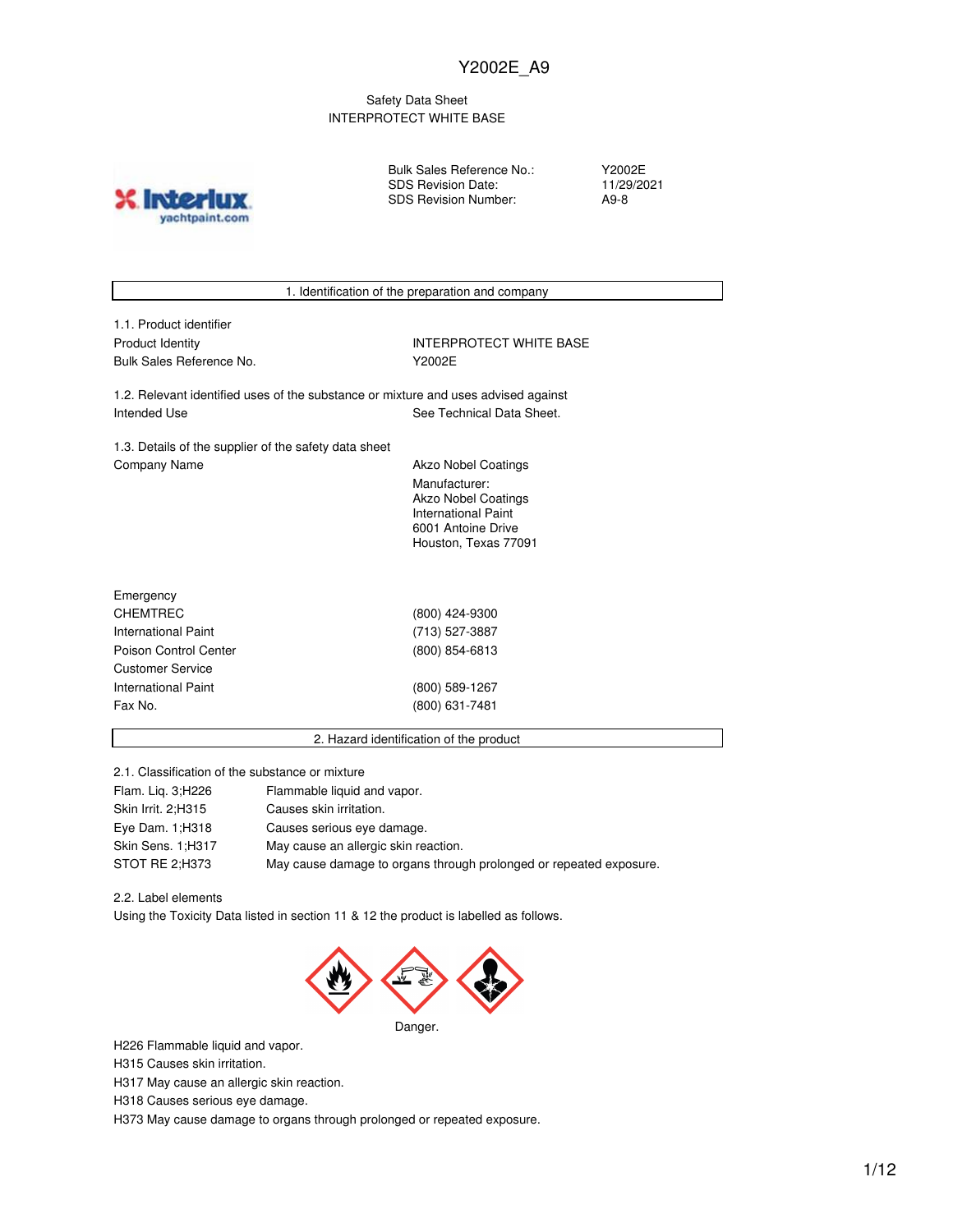Y2002E_A9

Safety Data Sheet
INTERPROTECT WHITE BASE

| | |
|---|---|
| Bulk Sales Reference No.: | Y2002E |
| SDS Revision Date: | 11/29/2021 |
| SDS Revision Number: | A9-8 |

## 1. Identification of the preparation and company

1.1. Product identifier

| | |
|---|---|
| Product Identity | INTERPROTECT WHITE BASE |
| Bulk Sales Reference No. | Y2002E |

1.2. Relevant identified uses of the substance or mixture and uses advised against

| | |
|---|---|
| Intended Use | See Technical Data Sheet. |

1.3. Details of the supplier of the safety data sheet

| | |
|---|---|
| Company Name | Akzo Nobel Coatings<br>Manufacturer:<br>Akzo Nobel Coatings<br>International Paint<br>6001 Antoine Drive<br>Houston, Texas 77091 |

| | |
|---|---|
| Emergency | |
| CHEMTREC | (800) 424-9300 |
| International Paint | (713) 527-3887 |
| Poison Control Center | (800) 854-6813 |
| Customer Service | |
| International Paint | (800) 589-1267 |
| Fax No. | (800) 631-7481 |

## 2. Hazard identification of the product

2.1. Classification of the substance or mixture

| | |
|---|---|
| Flam. Liq. 3;H226 | Flammable liquid and vapor. |
| Skin Irrit. 2;H315 | Causes skin irritation. |
| Eye Dam. 1;H318 | Causes serious eye damage. |
| Skin Sens. 1;H317 | May cause an allergic skin reaction. |
| STOT RE 2;H373 | May cause damage to organs through prolonged or repeated exposure. |

2.2. Label elements

Using the Toxicity Data listed in section 11 & 12 the product is labelled as follows.

Danger.

H226 Flammable liquid and vapor.
H315 Causes skin irritation.
H317 May cause an allergic skin reaction.
H318 Causes serious eye damage.
H373 May cause damage to organs through prolonged or repeated exposure.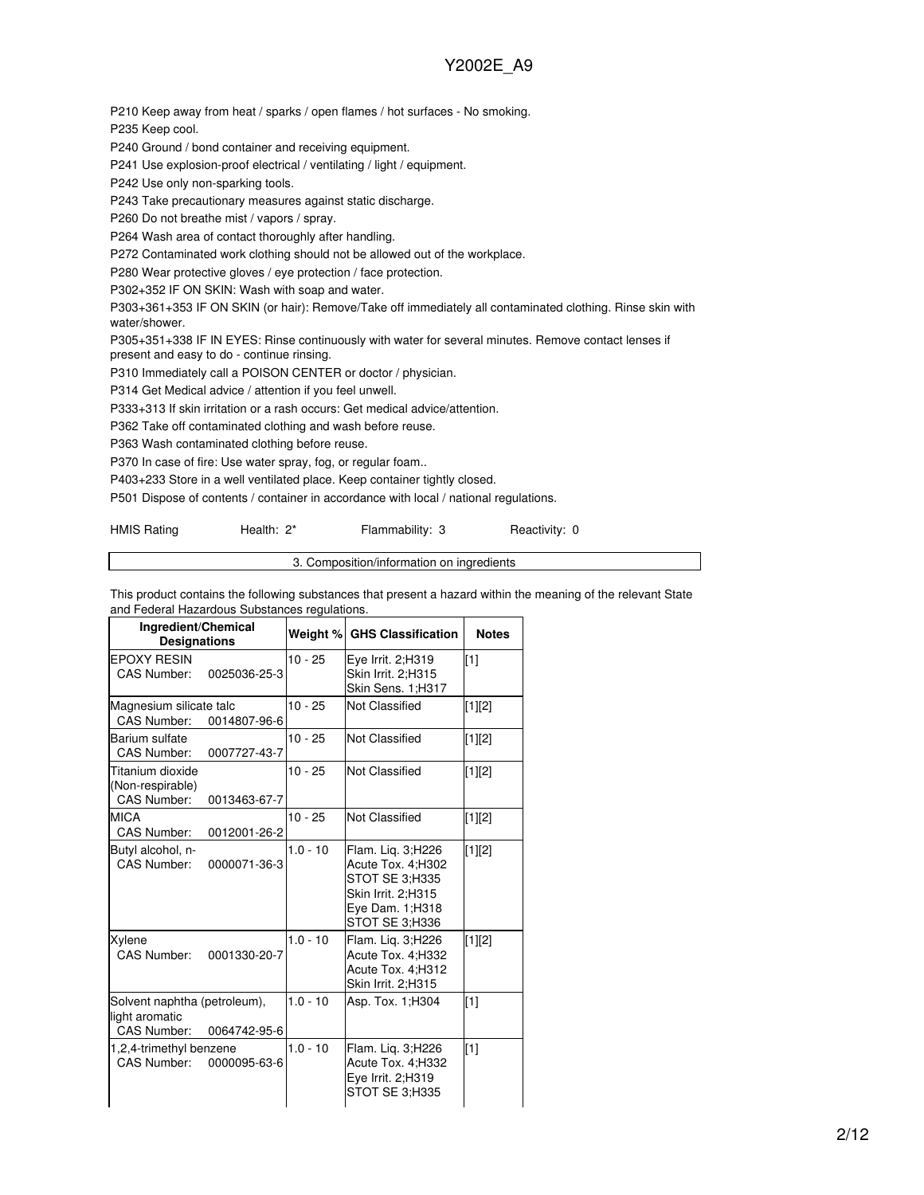P210 Keep away from heat / sparks / open flames / hot surfaces - No smoking.

P235 Keep cool.

P240 Ground / bond container and receiving equipment.

P241 Use explosion-proof electrical / ventilating / light / equipment.

P242 Use only non-sparking tools.

P243 Take precautionary measures against static discharge.

P260 Do not breathe mist / vapors / spray.

P264 Wash area of contact thoroughly after handling.

P272 Contaminated work clothing should not be allowed out of the workplace.

P280 Wear protective gloves / eye protection / face protection.

P302+352 IF ON SKIN: Wash with soap and water.

P303+361+353 IF ON SKIN (or hair): Remove/Take off immediately all contaminated clothing. Rinse skin with water/shower.

P305+351+338 IF IN EYES: Rinse continuously with water for several minutes. Remove contact lenses if present and easy to do - continue rinsing.

P310 Immediately call a POISON CENTER or doctor / physician.

P314 Get Medical advice / attention if you feel unwell.

P333+313 If skin irritation or a rash occurs: Get medical advice/attention.

P362 Take off contaminated clothing and wash before reuse.

P363 Wash contaminated clothing before reuse.

P370 In case of fire: Use water spray, fog, or regular foam..

P403+233 Store in a well ventilated place. Keep container tightly closed.

P501 Dispose of contents / container in accordance with local / national regulations.

HMIS Rating  Health: 2*  Flammability: 3  Reactivity: 0

## 3. Composition/information on ingredients

This product contains the following substances that present a hazard within the meaning of the relevant State and Federal Hazardous Substances regulations.

| Ingredient/Chemical Designations | Weight % | GHS Classification | Notes |
|---|---|---|---|
| EPOXY RESIN<br>CAS Number: 0025036-25-3 | 10 - 25 | Eye Irrit. 2;H319<br>Skin Irrit. 2;H315<br>Skin Sens. 1;H317 | [1] |
| Magnesium silicate talc<br>CAS Number: 0014807-96-6 | 10 - 25 | Not Classified | [1][2] |
| Barium sulfate<br>CAS Number: 0007727-43-7 | 10 - 25 | Not Classified | [1][2] |
| Titanium dioxide (Non-respirable)<br>CAS Number: 0013463-67-7 | 10 - 25 | Not Classified | [1][2] |
| MICA<br>CAS Number: 0012001-26-2 | 10 - 25 | Not Classified | [1][2] |
| Butyl alcohol, n-<br>CAS Number: 0000071-36-3 | 1.0 - 10 | Flam. Liq. 3;H226<br>Acute Tox. 4;H302<br>STOT SE 3;H335<br>Skin Irrit. 2;H315<br>Eye Dam. 1;H318<br>STOT SE 3;H336 | [1][2] |
| Xylene<br>CAS Number: 0001330-20-7 | 1.0 - 10 | Flam. Liq. 3;H226<br>Acute Tox. 4;H332<br>Acute Tox. 4;H312<br>Skin Irrit. 2;H315 | [1][2] |
| Solvent naphtha (petroleum), light aromatic<br>CAS Number: 0064742-95-6 | 1.0 - 10 | Asp. Tox. 1;H304 | [1] |
| 1,2,4-trimethyl benzene<br>CAS Number: 0000095-63-6 | 1.0 - 10 | Flam. Liq. 3;H226<br>Acute Tox. 4;H332<br>Eye Irrit. 2;H319<br>STOT SE 3;H335 | [1] |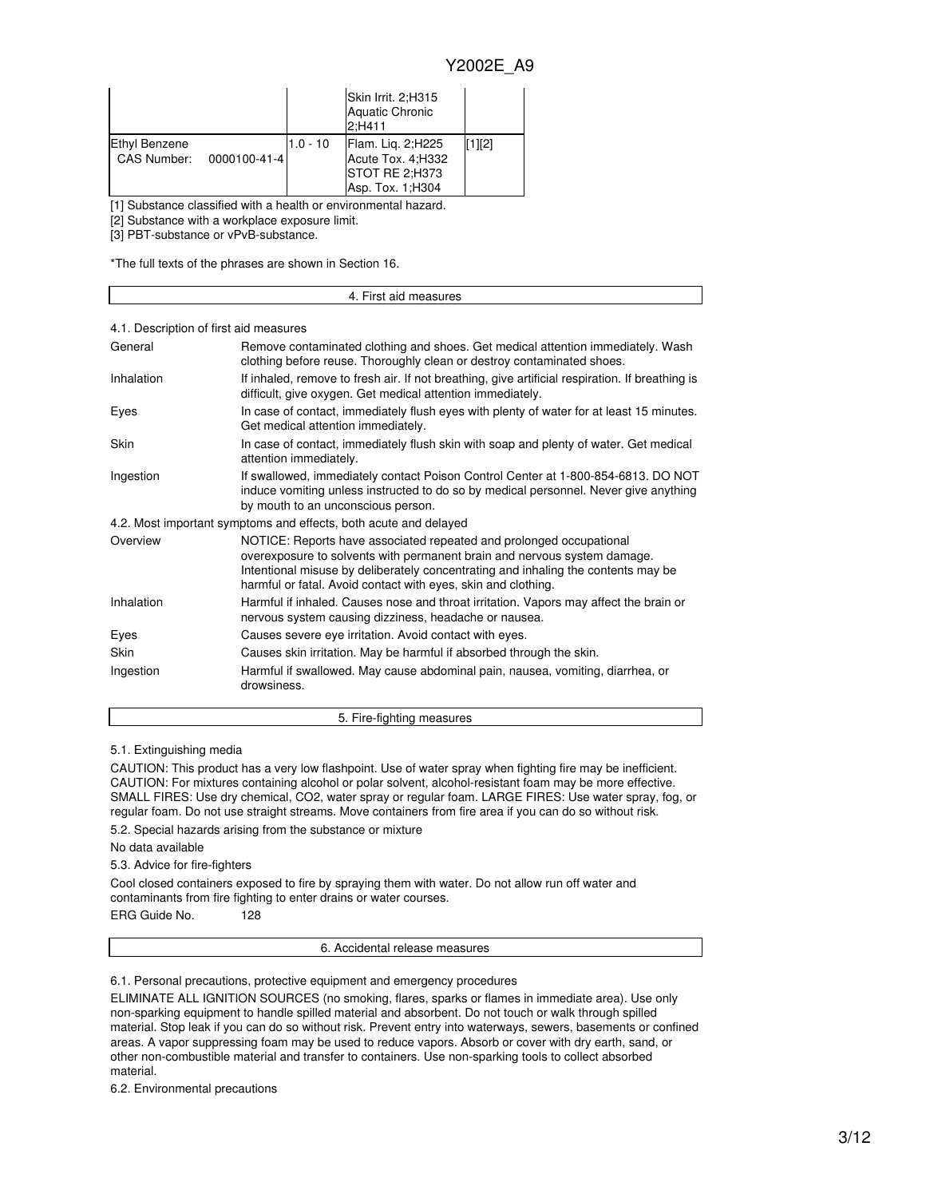| | | | |
|---|---|---|---|
| | | Skin Irrit. 2;H315<br>Aquatic Chronic 2;H411 | |
| Ethyl Benzene<br>CAS Number: 0000100-41-4 | 1.0 - 10 | Flam. Liq. 2;H225<br>Acute Tox. 4;H332<br>STOT RE 2;H373<br>Asp. Tox. 1;H304 | [1][2] |

[1] Substance classified with a health or environmental hazard.

[2] Substance with a workplace exposure limit.

[3] PBT-substance or vPvB-substance.

*The full texts of the phrases are shown in Section 16.

## 4. First aid measures

### 4.1. Description of first aid measures

| | |
|---|---|
| General | Remove contaminated clothing and shoes. Get medical attention immediately. Wash clothing before reuse. Thoroughly clean or destroy contaminated shoes. |
| Inhalation | If inhaled, remove to fresh air. If not breathing, give artificial respiration. If breathing is difficult, give oxygen. Get medical attention immediately. |
| Eyes | In case of contact, immediately flush eyes with plenty of water for at least 15 minutes. Get medical attention immediately. |
| Skin | In case of contact, immediately flush skin with soap and plenty of water. Get medical attention immediately. |
| Ingestion | If swallowed, immediately contact Poison Control Center at 1-800-854-6813. DO NOT induce vomiting unless instructed to do so by medical personnel. Never give anything by mouth to an unconscious person. |

### 4.2. Most important symptoms and effects, both acute and delayed

| | |
|---|---|
| Overview | NOTICE: Reports have associated repeated and prolonged occupational overexposure to solvents with permanent brain and nervous system damage. Intentional misuse by deliberately concentrating and inhaling the contents may be harmful or fatal. Avoid contact with eyes, skin and clothing. |
| Inhalation | Harmful if inhaled. Causes nose and throat irritation. Vapors may affect the brain or nervous system causing dizziness, headache or nausea. |
| Eyes | Causes severe eye irritation. Avoid contact with eyes. |
| Skin | Causes skin irritation. May be harmful if absorbed through the skin. |
| Ingestion | Harmful if swallowed. May cause abdominal pain, nausea, vomiting, diarrhea, or drowsiness. |

## 5. Fire-fighting measures

### 5.1. Extinguishing media

CAUTION: This product has a very low flashpoint. Use of water spray when fighting fire may be inefficient. CAUTION: For mixtures containing alcohol or polar solvent, alcohol-resistant foam may be more effective. SMALL FIRES: Use dry chemical, CO2, water spray or regular foam. LARGE FIRES: Use water spray, fog, or regular foam. Do not use straight streams. Move containers from fire area if you can do so without risk.

### 5.2. Special hazards arising from the substance or mixture

No data available

### 5.3. Advice for fire-fighters

Cool closed containers exposed to fire by spraying them with water. Do not allow run off water and contaminants from fire fighting to enter drains or water courses.

ERG Guide No. 128

## 6. Accidental release measures

### 6.1. Personal precautions, protective equipment and emergency procedures

ELIMINATE ALL IGNITION SOURCES (no smoking, flares, sparks or flames in immediate area). Use only non-sparking equipment to handle spilled material and absorbent. Do not touch or walk through spilled material. Stop leak if you can do so without risk. Prevent entry into waterways, sewers, basements or confined areas. A vapor suppressing foam may be used to reduce vapors. Absorb or cover with dry earth, sand, or other non-combustible material and transfer to containers. Use non-sparking tools to collect absorbed material.

### 6.2. Environmental precautions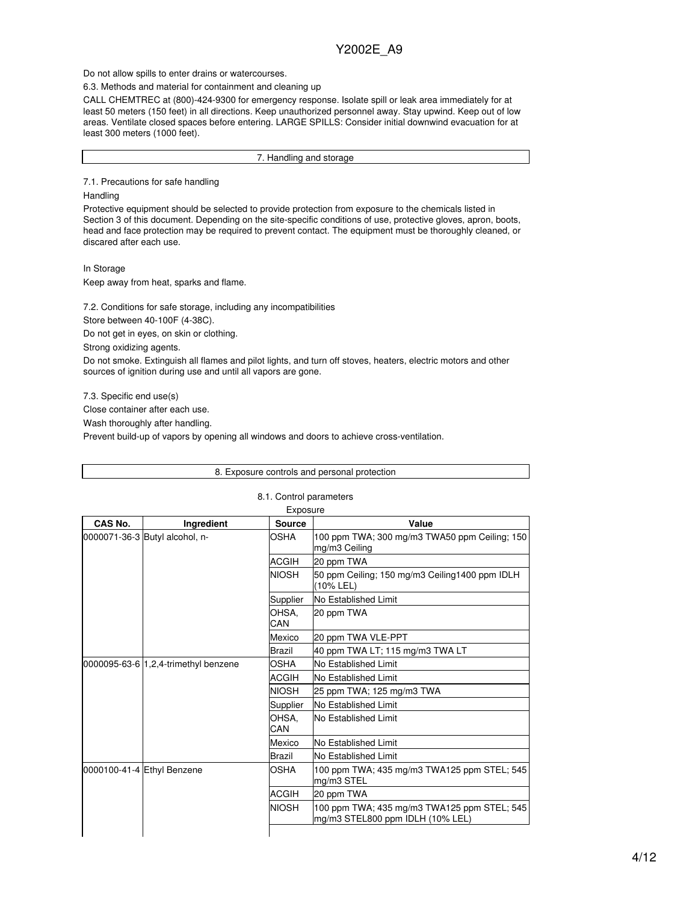Do not allow spills to enter drains or watercourses.

6.3. Methods and material for containment and cleaning up

CALL CHEMTREC at (800)-424-9300 for emergency response. Isolate spill or leak area immediately for at least 50 meters (150 feet) in all directions. Keep unauthorized personnel away. Stay upwind. Keep out of low areas. Ventilate closed spaces before entering. LARGE SPILLS: Consider initial downwind evacuation for at least 300 meters (1000 feet).

## 7. Handling and storage

7.1. Precautions for safe handling

Handling

Protective equipment should be selected to provide protection from exposure to the chemicals listed in Section 3 of this document. Depending on the site-specific conditions of use, protective gloves, apron, boots, head and face protection may be required to prevent contact. The equipment must be thoroughly cleaned, or discared after each use.

In Storage

Keep away from heat, sparks and flame.

7.2. Conditions for safe storage, including any incompatibilities

Store between 40-100F (4-38C).

Do not get in eyes, on skin or clothing.

Strong oxidizing agents.

Do not smoke. Extinguish all flames and pilot lights, and turn off stoves, heaters, electric motors and other sources of ignition during use and until all vapors are gone.

7.3. Specific end use(s)

Close container after each use.

Wash thoroughly after handling.

Prevent build-up of vapors by opening all windows and doors to achieve cross-ventilation.

## 8. Exposure controls and personal protection

8.1. Control parameters

Exposure

| CAS No. | Ingredient | Source | Value |
|---|---|---|---|
| 0000071-36-3 | Butyl alcohol, n- | OSHA | 100 ppm TWA; 300 mg/m3 TWA50 ppm Ceiling; 150 mg/m3 Ceiling |
| | | ACGIH | 20 ppm TWA |
| | | NIOSH | 50 ppm Ceiling; 150 mg/m3 Ceiling1400 ppm IDLH (10% LEL) |
| | | Supplier | No Established Limit |
| | | OHSA, CAN | 20 ppm TWA |
| | | Mexico | 20 ppm TWA VLE-PPT |
| | | Brazil | 40 ppm TWA LT; 115 mg/m3 TWA LT |
| 0000095-63-6 | 1,2,4-trimethyl benzene | OSHA | No Established Limit |
| | | ACGIH | No Established Limit |
| | | NIOSH | 25 ppm TWA; 125 mg/m3 TWA |
| | | Supplier | No Established Limit |
| | | OHSA, CAN | No Established Limit |
| | | Mexico | No Established Limit |
| | | Brazil | No Established Limit |
| 0000100-41-4 | Ethyl Benzene | OSHA | 100 ppm TWA; 435 mg/m3 TWA125 ppm STEL; 545 mg/m3 STEL |
| | | ACGIH | 20 ppm TWA |
| | | NIOSH | 100 ppm TWA; 435 mg/m3 TWA125 ppm STEL; 545 mg/m3 STEL800 ppm IDLH (10% LEL) |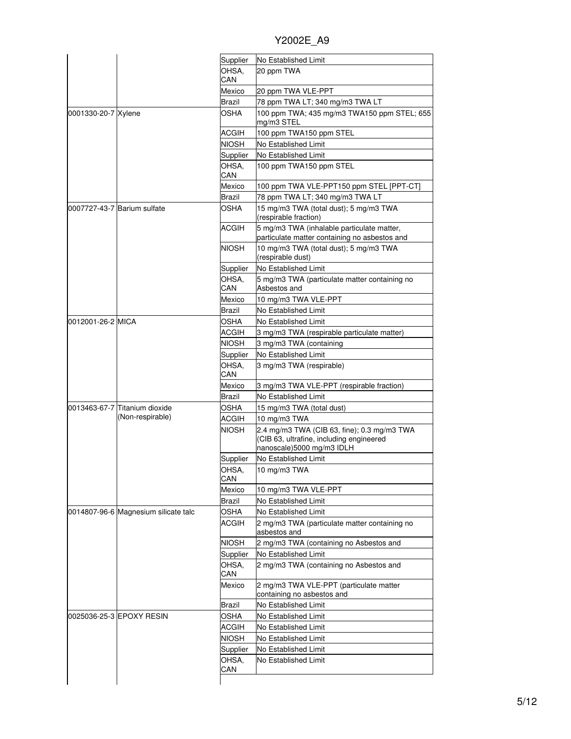| | | | |
|---|---|---|---|
| | | Supplier | No Established Limit |
| | | OHSA, CAN | 20 ppm TWA |
| | | Mexico | 20 ppm TWA VLE-PPT |
| | | Brazil | 78 ppm TWA LT; 340 mg/m3 TWA LT |
| 0001330-20-7 | Xylene | OSHA | 100 ppm TWA; 435 mg/m3 TWA150 ppm STEL; 655 mg/m3 STEL |
| | | ACGIH | 100 ppm TWA150 ppm STEL |
| | | NIOSH | No Established Limit |
| | | Supplier | No Established Limit |
| | | OHSA, CAN | 100 ppm TWA150 ppm STEL |
| | | Mexico | 100 ppm TWA VLE-PPT150 ppm STEL [PPT-CT] |
| | | Brazil | 78 ppm TWA LT; 340 mg/m3 TWA LT |
| 0007727-43-7 | Barium sulfate | OSHA | 15 mg/m3 TWA (total dust); 5 mg/m3 TWA (respirable fraction) |
| | | ACGIH | 5 mg/m3 TWA (inhalable particulate matter, particulate matter containing no asbestos and |
| | | NIOSH | 10 mg/m3 TWA (total dust); 5 mg/m3 TWA (respirable dust) |
| | | Supplier | No Established Limit |
| | | OHSA, CAN | 5 mg/m3 TWA (particulate matter containing no Asbestos and |
| | | Mexico | 10 mg/m3 TWA VLE-PPT |
| | | Brazil | No Established Limit |
| 0012001-26-2 | MICA | OSHA | No Established Limit |
| | | ACGIH | 3 mg/m3 TWA (respirable particulate matter) |
| | | NIOSH | 3 mg/m3 TWA (containing |
| | | Supplier | No Established Limit |
| | | OHSA, CAN | 3 mg/m3 TWA (respirable) |
| | | Mexico | 3 mg/m3 TWA VLE-PPT (respirable fraction) |
| | | Brazil | No Established Limit |
| 0013463-67-7 | Titanium dioxide (Non-respirable) | OSHA | 15 mg/m3 TWA (total dust) |
| | | ACGIH | 10 mg/m3 TWA |
| | | NIOSH | 2.4 mg/m3 TWA (CIB 63, fine); 0.3 mg/m3 TWA (CIB 63, ultrafine, including engineered nanoscale)5000 mg/m3 IDLH |
| | | Supplier | No Established Limit |
| | | OHSA, CAN | 10 mg/m3 TWA |
| | | Mexico | 10 mg/m3 TWA VLE-PPT |
| | | Brazil | No Established Limit |
| 0014807-96-6 | Magnesium silicate talc | OSHA | No Established Limit |
| | | ACGIH | 2 mg/m3 TWA (particulate matter containing no asbestos and |
| | | NIOSH | 2 mg/m3 TWA (containing no Asbestos and |
| | | Supplier | No Established Limit |
| | | OHSA, CAN | 2 mg/m3 TWA (containing no Asbestos and |
| | | Mexico | 2 mg/m3 TWA VLE-PPT (particulate matter containing no asbestos and |
| | | Brazil | No Established Limit |
| 0025036-25-3 | EPOXY RESIN | OSHA | No Established Limit |
| | | ACGIH | No Established Limit |
| | | NIOSH | No Established Limit |
| | | Supplier | No Established Limit |
| | | OHSA, CAN | No Established Limit |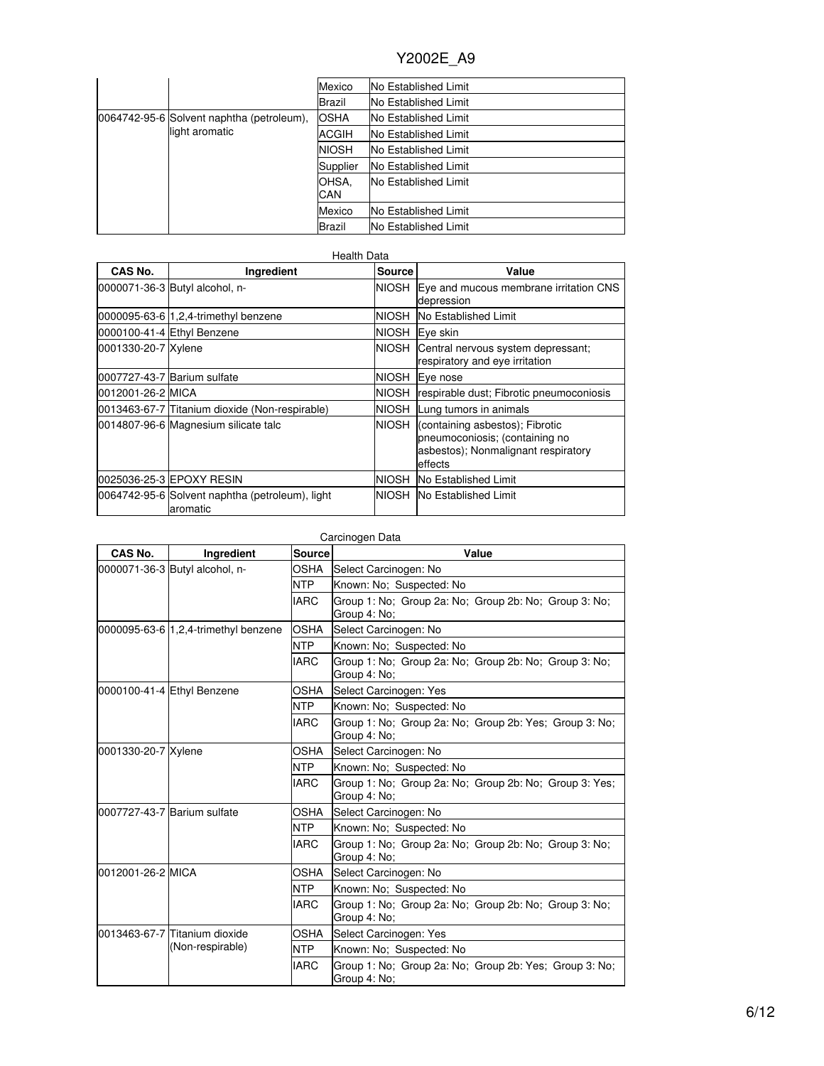| | | | |
|---|---|---|---|
| | | Mexico | No Established Limit |
| | | Brazil | No Established Limit |
| 0064742-95-6 | Solvent naphtha (petroleum), light aromatic | OSHA | No Established Limit |
| | | ACGIH | No Established Limit |
| | | NIOSH | No Established Limit |
| | | Supplier | No Established Limit |
| | | OHSA, CAN | No Established Limit |
| | | Mexico | No Established Limit |
| | | Brazil | No Established Limit |

Health Data

| CAS No. | Ingredient | Source | Value |
|---|---|---|---|
| 0000071-36-3 | Butyl alcohol, n- | NIOSH | Eye and mucous membrane irritation CNS depression |
| 0000095-63-6 | 1,2,4-trimethyl benzene | NIOSH | No Established Limit |
| 0000100-41-4 | Ethyl Benzene | NIOSH | Eye skin |
| 0001330-20-7 | Xylene | NIOSH | Central nervous system depressant; respiratory and eye irritation |
| 0007727-43-7 | Barium sulfate | NIOSH | Eye nose |
| 0012001-26-2 | MICA | NIOSH | respirable dust; Fibrotic pneumoconiosis |
| 0013463-67-7 | Titanium dioxide (Non-respirable) | NIOSH | Lung tumors in animals |
| 0014807-96-6 | Magnesium silicate talc | NIOSH | (containing asbestos); Fibrotic pneumoconiosis; (containing no asbestos); Nonmalignant respiratory effects |
| 0025036-25-3 | EPOXY RESIN | NIOSH | No Established Limit |
| 0064742-95-6 | Solvent naphtha (petroleum), light aromatic | NIOSH | No Established Limit |

Carcinogen Data

| CAS No. | Ingredient | Source | Value |
|---|---|---|---|
| 0000071-36-3 | Butyl alcohol, n- | OSHA | Select Carcinogen: No |
| | | NTP | Known: No; Suspected: No |
| | | IARC | Group 1: No; Group 2a: No; Group 2b: No; Group 3: No; Group 4: No; |
| 0000095-63-6 | 1,2,4-trimethyl benzene | OSHA | Select Carcinogen: No |
| | | NTP | Known: No; Suspected: No |
| | | IARC | Group 1: No; Group 2a: No; Group 2b: No; Group 3: No; Group 4: No; |
| 0000100-41-4 | Ethyl Benzene | OSHA | Select Carcinogen: Yes |
| | | NTP | Known: No; Suspected: No |
| | | IARC | Group 1: No; Group 2a: No; Group 2b: Yes; Group 3: No; Group 4: No; |
| 0001330-20-7 | Xylene | OSHA | Select Carcinogen: No |
| | | NTP | Known: No; Suspected: No |
| | | IARC | Group 1: No; Group 2a: No; Group 2b: No; Group 3: Yes; Group 4: No; |
| 0007727-43-7 | Barium sulfate | OSHA | Select Carcinogen: No |
| | | NTP | Known: No; Suspected: No |
| | | IARC | Group 1: No; Group 2a: No; Group 2b: No; Group 3: No; Group 4: No; |
| 0012001-26-2 | MICA | OSHA | Select Carcinogen: No |
| | | NTP | Known: No; Suspected: No |
| | | IARC | Group 1: No; Group 2a: No; Group 2b: No; Group 3: No; Group 4: No; |
| 0013463-67-7 | Titanium dioxide (Non-respirable) | OSHA | Select Carcinogen: Yes |
| | | NTP | Known: No; Suspected: No |
| | | IARC | Group 1: No; Group 2a: No; Group 2b: Yes; Group 3: No; Group 4: No; |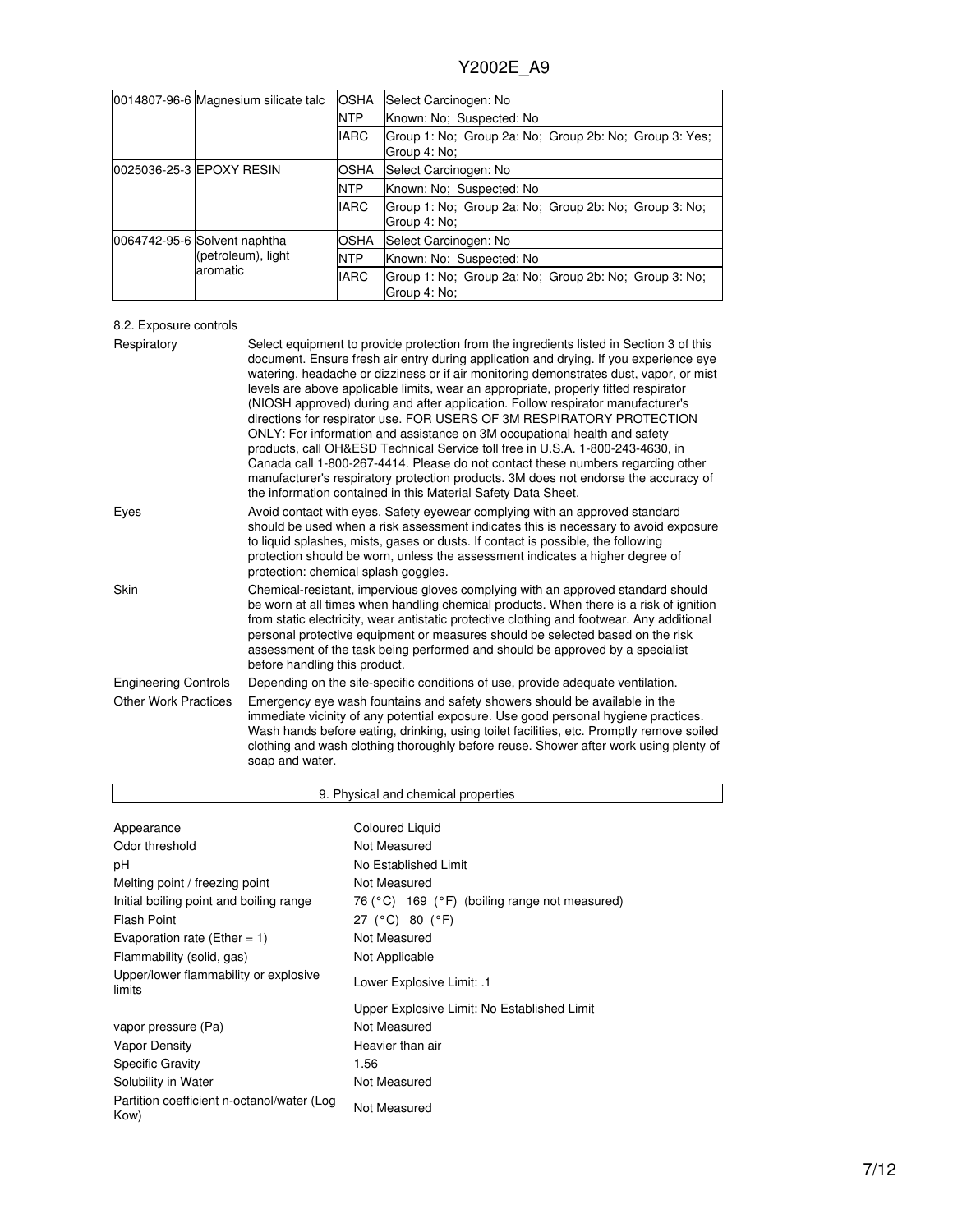| | | | |
|---|---|---|---|
| 0014807-96-6 | Magnesium silicate talc | OSHA | Select Carcinogen: No |
| | | NTP | Known: No; Suspected: No |
| | | IARC | Group 1: No; Group 2a: No; Group 2b: No; Group 3: Yes; Group 4: No; |
| 0025036-25-3 | EPOXY RESIN | OSHA | Select Carcinogen: No |
| | | NTP | Known: No; Suspected: No |
| | | IARC | Group 1: No; Group 2a: No; Group 2b: No; Group 3: No; Group 4: No; |
| 0064742-95-6 | Solvent naphtha (petroleum), light aromatic | OSHA | Select Carcinogen: No |
| | | NTP | Known: No; Suspected: No |
| | | IARC | Group 1: No; Group 2a: No; Group 2b: No; Group 3: No; Group 4: No; |

8.2. Exposure controls

| | |
|---|---|
| Respiratory | Select equipment to provide protection from the ingredients listed in Section 3 of this document. Ensure fresh air entry during application and drying. If you experience eye watering, headache or dizziness or if air monitoring demonstrates dust, vapor, or mist levels are above applicable limits, wear an appropriate, properly fitted respirator (NIOSH approved) during and after application. Follow respirator manufacturer's directions for respirator use. FOR USERS OF 3M RESPIRATORY PROTECTION ONLY: For information and assistance on 3M occupational health and safety products, call OH&ESD Technical Service toll free in U.S.A. 1-800-243-4630, in Canada call 1-800-267-4414. Please do not contact these numbers regarding other manufacturer's respiratory protection products. 3M does not endorse the accuracy of the information contained in this Material Safety Data Sheet. |
| Eyes | Avoid contact with eyes. Safety eyewear complying with an approved standard should be used when a risk assessment indicates this is necessary to avoid exposure to liquid splashes, mists, gases or dusts. If contact is possible, the following protection should be worn, unless the assessment indicates a higher degree of protection: chemical splash goggles. |
| Skin | Chemical-resistant, impervious gloves complying with an approved standard should be worn at all times when handling chemical products. When there is a risk of ignition from static electricity, wear antistatic protective clothing and footwear. Any additional personal protective equipment or measures should be selected based on the risk assessment of the task being performed and should be approved by a specialist before handling this product. |
| Engineering Controls | Depending on the site-specific conditions of use, provide adequate ventilation. |
| Other Work Practices | Emergency eye wash fountains and safety showers should be available in the immediate vicinity of any potential exposure. Use good personal hygiene practices. Wash hands before eating, drinking, using toilet facilities, etc. Promptly remove soiled clothing and wash clothing thoroughly before reuse. Shower after work using plenty of soap and water. |

## 9. Physical and chemical properties

| | |
|---|---|
| Appearance | Coloured Liquid |
| Odor threshold | Not Measured |
| pH | No Established Limit |
| Melting point / freezing point | Not Measured |
| Initial boiling point and boiling range | 76 (°C) 169 (°F) (boiling range not measured) |
| Flash Point | 27 (°C) 80 (°F) |
| Evaporation rate (Ether = 1) | Not Measured |
| Flammability (solid, gas) | Not Applicable |
| Upper/lower flammability or explosive limits | Lower Explosive Limit: .1 |
| | Upper Explosive Limit: No Established Limit |
| vapor pressure (Pa) | Not Measured |
| Vapor Density | Heavier than air |
| Specific Gravity | 1.56 |
| Solubility in Water | Not Measured |
| Partition coefficient n-octanol/water (Log Kow) | Not Measured |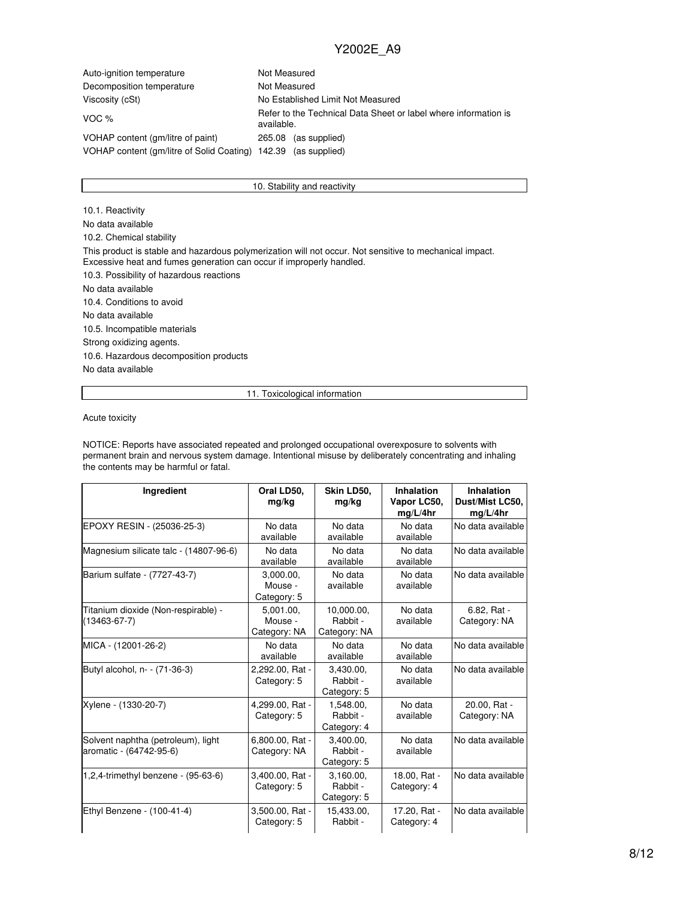| | |
|---|---|
| Auto-ignition temperature | Not Measured |
| Decomposition temperature | Not Measured |
| Viscosity (cSt) | No Established Limit Not Measured |
| VOC % | Refer to the Technical Data Sheet or label where information is available. |
| VOHAP content (gm/litre of paint) | 265.08 (as supplied) |
| VOHAP content (gm/litre of Solid Coating) | 142.39 (as supplied) |

## 10. Stability and reactivity

10.1. Reactivity

No data available

10.2. Chemical stability

This product is stable and hazardous polymerization will not occur. Not sensitive to mechanical impact. Excessive heat and fumes generation can occur if improperly handled.

10.3. Possibility of hazardous reactions

No data available

10.4. Conditions to avoid

No data available

10.5. Incompatible materials

Strong oxidizing agents.

10.6. Hazardous decomposition products

No data available

## 11. Toxicological information

Acute toxicity

NOTICE: Reports have associated repeated and prolonged occupational overexposure to solvents with permanent brain and nervous system damage. Intentional misuse by deliberately concentrating and inhaling the contents may be harmful or fatal.

| Ingredient | Oral LD50, mg/kg | Skin LD50, mg/kg | Inhalation Vapor LC50, mg/L/4hr | Inhalation Dust/Mist LC50, mg/L/4hr |
|---|---|---|---|---|
| EPOXY RESIN - (25036-25-3) | No data available | No data available | No data available | No data available |
| Magnesium silicate talc - (14807-96-6) | No data available | No data available | No data available | No data available |
| Barium sulfate - (7727-43-7) | 3,000.00, Mouse - Category: 5 | No data available | No data available | No data available |
| Titanium dioxide (Non-respirable) - (13463-67-7) | 5,001.00, Mouse - Category: NA | 10,000.00, Rabbit - Category: NA | No data available | 6.82, Rat - Category: NA |
| MICA - (12001-26-2) | No data available | No data available | No data available | No data available |
| Butyl alcohol, n- - (71-36-3) | 2,292.00, Rat - Category: 5 | 3,430.00, Rabbit - Category: 5 | No data available | No data available |
| Xylene - (1330-20-7) | 4,299.00, Rat - Category: 5 | 1,548.00, Rabbit - Category: 4 | No data available | 20.00, Rat - Category: NA |
| Solvent naphtha (petroleum), light aromatic - (64742-95-6) | 6,800.00, Rat - Category: NA | 3,400.00, Rabbit - Category: 5 | No data available | No data available |
| 1,2,4-trimethyl benzene - (95-63-6) | 3,400.00, Rat - Category: 5 | 3,160.00, Rabbit - Category: 5 | 18.00, Rat - Category: 4 | No data available |
| Ethyl Benzene - (100-41-4) | 3,500.00, Rat - Category: 5 | 15,433.00, Rabbit - | 17.20, Rat - Category: 4 | No data available |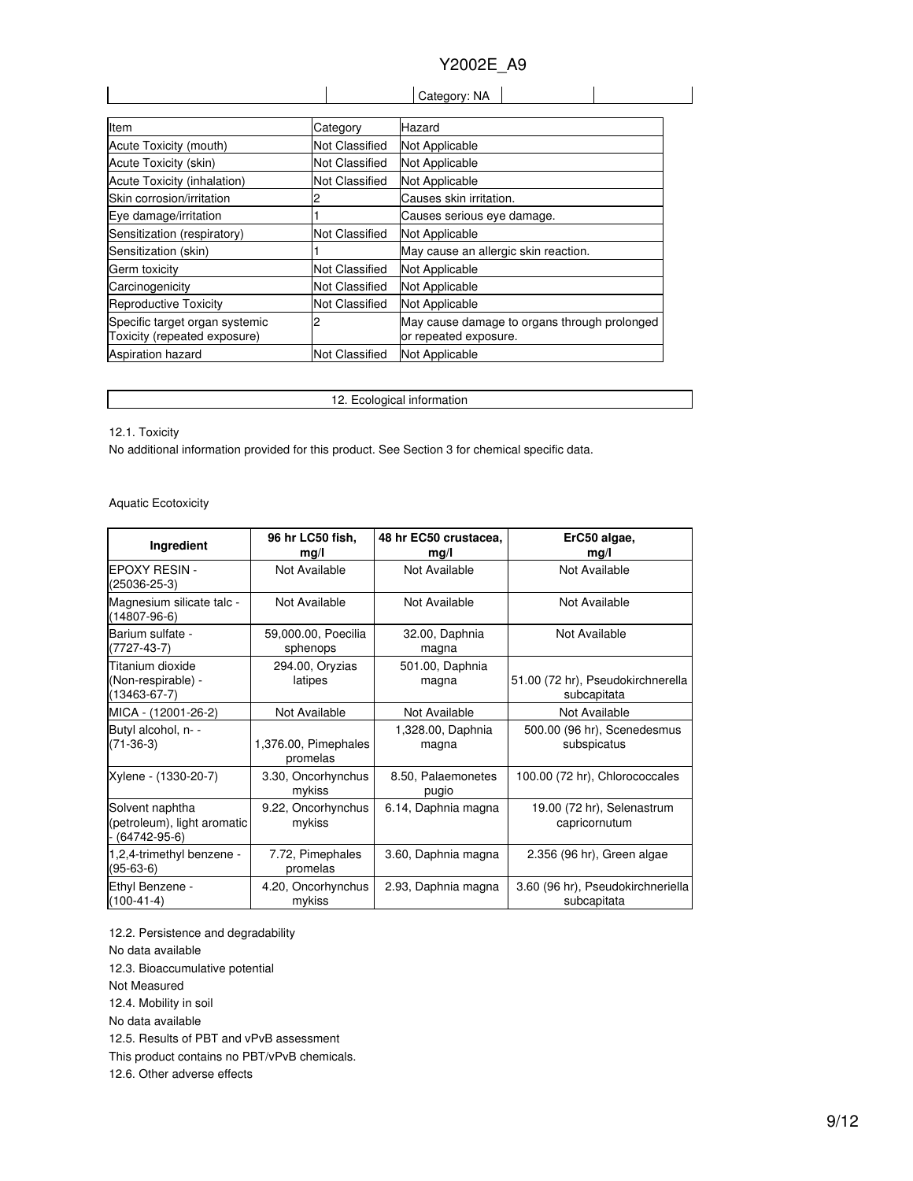| | | Category: NA | | |
|---|---|---|---|---|

| Item | Category | Hazard |
|---|---|---|
| Acute Toxicity (mouth) | Not Classified | Not Applicable |
| Acute Toxicity (skin) | Not Classified | Not Applicable |
| Acute Toxicity (inhalation) | Not Classified | Not Applicable |
| Skin corrosion/irritation | 2 | Causes skin irritation. |
| Eye damage/irritation | 1 | Causes serious eye damage. |
| Sensitization (respiratory) | Not Classified | Not Applicable |
| Sensitization (skin) | 1 | May cause an allergic skin reaction. |
| Germ toxicity | Not Classified | Not Applicable |
| Carcinogenicity | Not Classified | Not Applicable |
| Reproductive Toxicity | Not Classified | Not Applicable |
| Specific target organ systemic Toxicity (repeated exposure) | 2 | May cause damage to organs through prolonged or repeated exposure. |
| Aspiration hazard | Not Classified | Not Applicable |

## 12. Ecological information

12.1. Toxicity

No additional information provided for this product. See Section 3 for chemical specific data.

Aquatic Ecotoxicity

| Ingredient | 96 hr LC50 fish, mg/l | 48 hr EC50 crustacea, mg/l | ErC50 algae, mg/l |
|---|---|---|---|
| EPOXY RESIN - (25036-25-3) | Not Available | Not Available | Not Available |
| Magnesium silicate talc - (14807-96-6) | Not Available | Not Available | Not Available |
| Barium sulfate - (7727-43-7) | 59,000.00, Poecilia sphenops | 32.00, Daphnia magna | Not Available |
| Titanium dioxide (Non-respirable) - (13463-67-7) | 294.00, Oryzias latipes | 501.00, Daphnia magna | 51.00 (72 hr), Pseudokirchnerella subcapitata |
| MICA - (12001-26-2) | Not Available | Not Available | Not Available |
| Butyl alcohol, n- - (71-36-3) | 1,376.00, Pimephales promelas | 1,328.00, Daphnia magna | 500.00 (96 hr), Scenedesmus subspicatus |
| Xylene - (1330-20-7) | 3.30, Oncorhynchus mykiss | 8.50, Palaemonetes pugio | 100.00 (72 hr), Chlorococcales |
| Solvent naphtha (petroleum), light aromatic - (64742-95-6) | 9.22, Oncorhynchus mykiss | 6.14, Daphnia magna | 19.00 (72 hr), Selenastrum capricornutum |
| 1,2,4-trimethyl benzene - (95-63-6) | 7.72, Pimephales promelas | 3.60, Daphnia magna | 2.356 (96 hr), Green algae |
| Ethyl Benzene - (100-41-4) | 4.20, Oncorhynchus mykiss | 2.93, Daphnia magna | 3.60 (96 hr), Pseudokirchneriella subcapitata |

12.2. Persistence and degradability

No data available

12.3. Bioaccumulative potential

Not Measured

12.4. Mobility in soil

No data available

12.5. Results of PBT and vPvB assessment

This product contains no PBT/vPvB chemicals.

12.6. Other adverse effects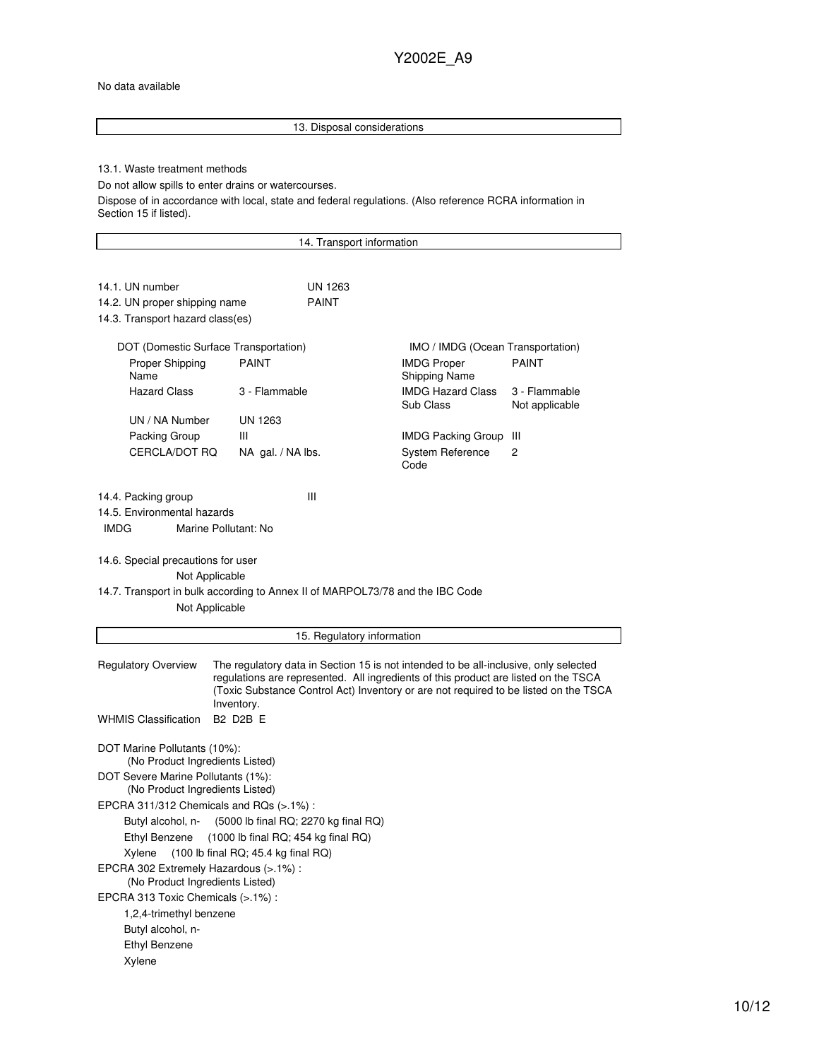No data available

## 13. Disposal considerations

13.1. Waste treatment methods

Do not allow spills to enter drains or watercourses.

Dispose of in accordance with local, state and federal regulations. (Also reference RCRA information in Section 15 if listed).

## 14. Transport information

14.1. UN number UN 1263

14.2. UN proper shipping name PAINT

14.3. Transport hazard class(es)

| DOT (Domestic Surface Transportation) | | IMO / IMDG (Ocean Transportation) | |
|---|---|---|---|
| Proper Shipping Name | PAINT | IMDG Proper Shipping Name | PAINT |
| Hazard Class | 3 - Flammable | IMDG Hazard Class<br>Sub Class | 3 - Flammable<br>Not applicable |
| UN / NA Number | UN 1263 | | |
| Packing Group | III | IMDG Packing Group | III |
| CERCLA/DOT RQ | NA gal. / NA lbs. | System Reference Code | 2 |

14.4. Packing group III

14.5. Environmental hazards

IMDG Marine Pollutant: No

14.6. Special precautions for user

Not Applicable

14.7. Transport in bulk according to Annex II of MARPOL73/78 and the IBC Code

Not Applicable

## 15. Regulatory information

**Regulatory Overview** The regulatory data in Section 15 is not intended to be all-inclusive, only selected regulations are represented. All ingredients of this product are listed on the TSCA (Toxic Substance Control Act) Inventory or are not required to be listed on the TSCA Inventory.

**WHMIS Classification** B2 D2B E

DOT Marine Pollutants (10%):
(No Product Ingredients Listed)

DOT Severe Marine Pollutants (1%):
(No Product Ingredients Listed)

EPCRA 311/312 Chemicals and RQs (>.1%) :

- Butyl alcohol, n- (5000 lb final RQ; 2270 kg final RQ)
- Ethyl Benzene (1000 lb final RQ; 454 kg final RQ)
- Xylene (100 lb final RQ; 45.4 kg final RQ)

EPCRA 302 Extremely Hazardous (>.1%) :
(No Product Ingredients Listed)

EPCRA 313 Toxic Chemicals (>.1%) :

- 1,2,4-trimethyl benzene
- Butyl alcohol, n-
- Ethyl Benzene
- Xylene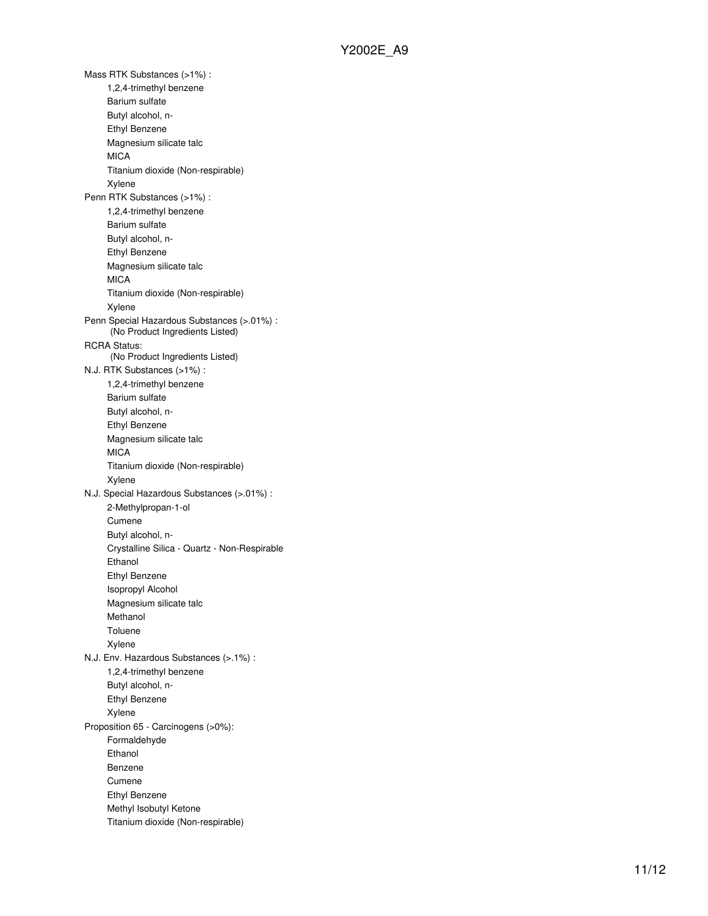Mass RTK Substances (>1%) :

- 1,2,4-trimethyl benzene
- Barium sulfate
- Butyl alcohol, n-
- Ethyl Benzene
- Magnesium silicate talc
- MICA
- Titanium dioxide (Non-respirable)
- Xylene

Penn RTK Substances (>1%) :

- 1,2,4-trimethyl benzene
- Barium sulfate
- Butyl alcohol, n-
- Ethyl Benzene
- Magnesium silicate talc
- MICA
- Titanium dioxide (Non-respirable)
- Xylene

Penn Special Hazardous Substances (>.01%) :

(No Product Ingredients Listed)

RCRA Status:

(No Product Ingredients Listed)

N.J. RTK Substances (>1%) :

- 1,2,4-trimethyl benzene
- Barium sulfate
- Butyl alcohol, n-
- Ethyl Benzene
- Magnesium silicate talc
- MICA
- Titanium dioxide (Non-respirable)
- Xylene

N.J. Special Hazardous Substances (>.01%) :

- 2-Methylpropan-1-ol
- Cumene
- Butyl alcohol, n-
- Crystalline Silica - Quartz - Non-Respirable
- Ethanol
- Ethyl Benzene
- Isopropyl Alcohol
- Magnesium silicate talc
- Methanol
- Toluene
- Xylene

N.J. Env. Hazardous Substances (>.1%) :

- 1,2,4-trimethyl benzene
- Butyl alcohol, n-
- Ethyl Benzene
- Xylene

Proposition 65 - Carcinogens (>0%):

- Formaldehyde
- Ethanol
- Benzene
- Cumene
- Ethyl Benzene
- Methyl Isobutyl Ketone
- Titanium dioxide (Non-respirable)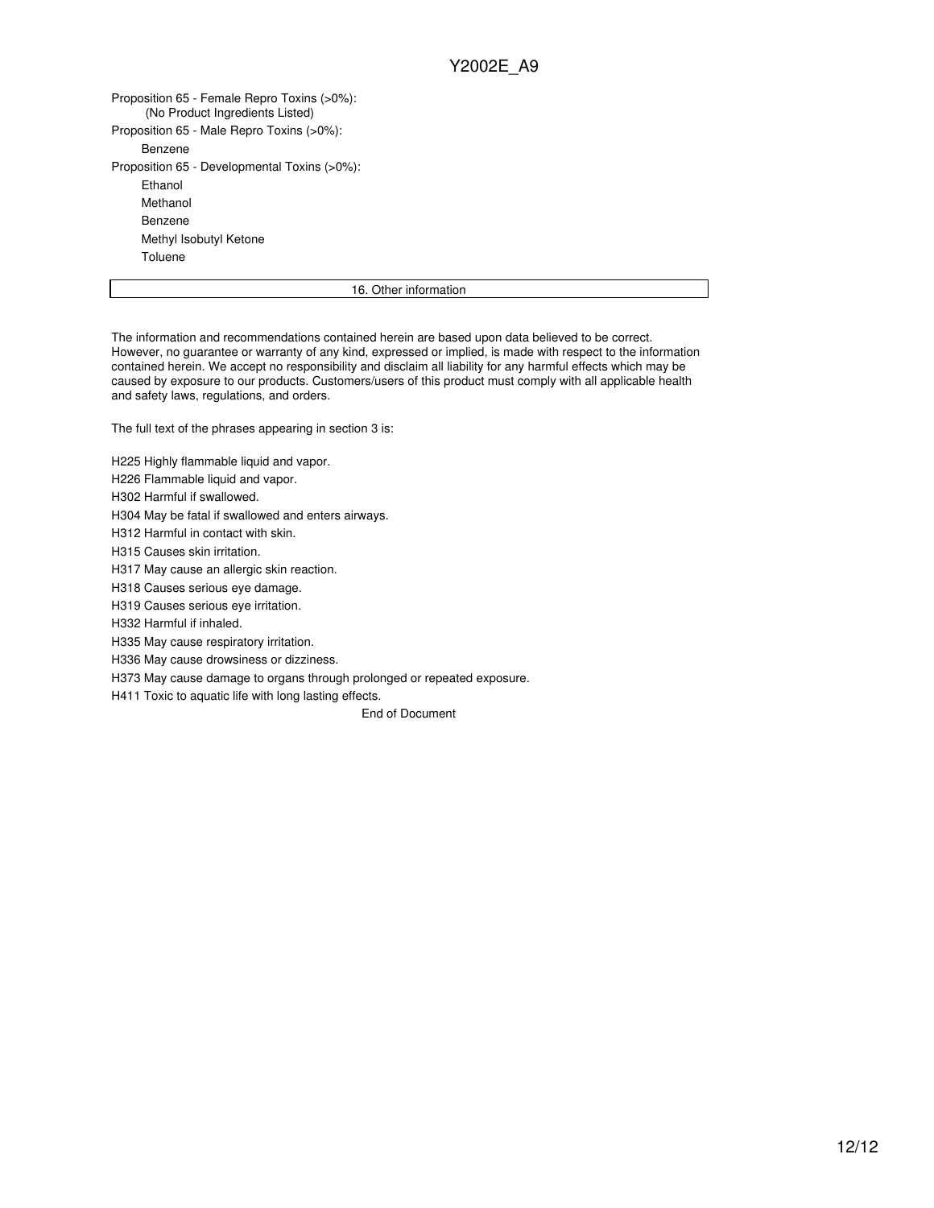Proposition 65 - Female Repro Toxins (>0%):
(No Product Ingredients Listed)

Proposition 65 - Male Repro Toxins (>0%):
- Benzene

Proposition 65 - Developmental Toxins (>0%):
- Ethanol
- Methanol
- Benzene
- Methyl Isobutyl Ketone
- Toluene

## 16. Other information

The information and recommendations contained herein are based upon data believed to be correct. However, no guarantee or warranty of any kind, expressed or implied, is made with respect to the information contained herein. We accept no responsibility and disclaim all liability for any harmful effects which may be caused by exposure to our products. Customers/users of this product must comply with all applicable health and safety laws, regulations, and orders.

The full text of the phrases appearing in section 3 is:

H225 Highly flammable liquid and vapor.
H226 Flammable liquid and vapor.
H302 Harmful if swallowed.
H304 May be fatal if swallowed and enters airways.
H312 Harmful in contact with skin.
H315 Causes skin irritation.
H317 May cause an allergic skin reaction.
H318 Causes serious eye damage.
H319 Causes serious eye irritation.
H332 Harmful if inhaled.
H335 May cause respiratory irritation.
H336 May cause drowsiness or dizziness.
H373 May cause damage to organs through prolonged or repeated exposure.
H411 Toxic to aquatic life with long lasting effects.

End of Document